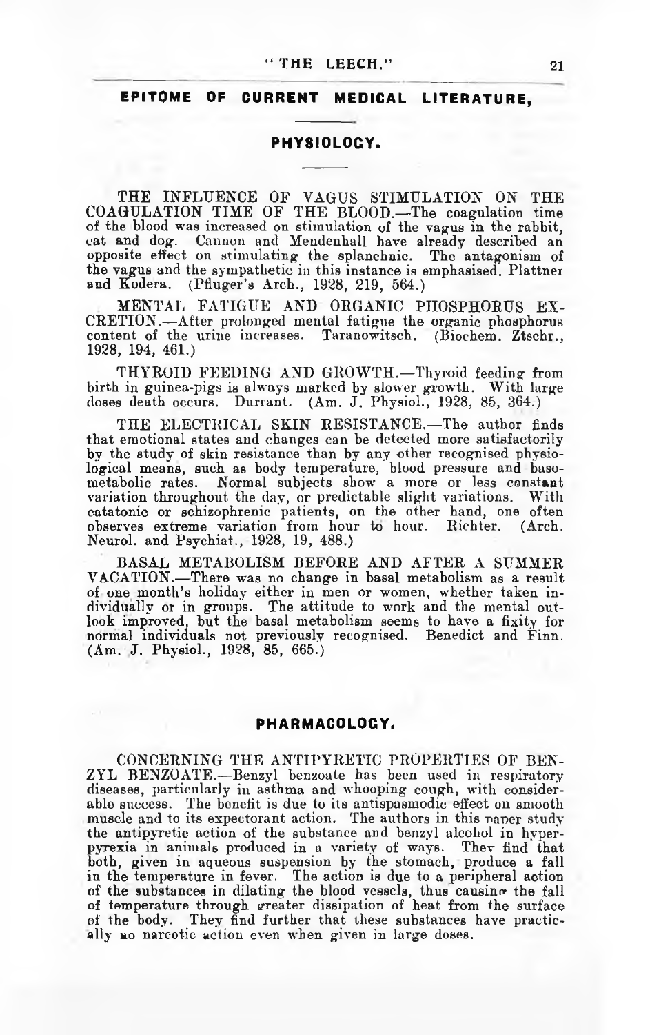## EPITOME OF CURRENT MEDICAL LITERATURE.

### PHYSIOLOGY.

THE INFLUENCE OF VAGUS STIMULATION ON THE COAGULATION TIME OF THE BLOOD.—The coagulation time of the blood was increased on stimulation of the vagus in the rabbit, cat and dog. Cannon and Mendenhall have already described an opposite effect on stimulating the splanchnic. The antagonism of the vagus and the sympathetic in this instance is emphasised. Plattner and Kodera. (Pfluger's Arch., 1928, 219, 564.)

MENTAL FATIGUE AND ORGANIC PHOSPHORUS EXCRETION.—After prolonged mental fatigue the organic phosphorus content of the urine increases. Taranowitsch. (Biochem. Ztschr., 1928, 194, 461.)

THYROID FEEDING AND GROWTH.—Thyroid feeding from birth in guinea-pigs is always marked by slower growth. With large doses death occurs. Durrant. (Am. J. Physiol., 1928, 85, 364.)

THE ELECTRICAL SKIN RESISTANCE.—The author finds that emotional states and changes can be detected more satisfactorily by the study of skin resistance than by any other recognised physiological means, such as body temperature, blood pressure and basometabolic rates. Normal subjects show a more or less constant variation throughout the day, or predictable slight variations. With catatonic or schizophrenic patients, on the other hand, one often observes extreme variation from hour to hour. Richter. (Arch. Neurol. and Psychiat., 1928, 19, 488.)

BASAL METABOLISM BEFORE AND AFTER A SUMMER VACATION.—There was no change in basal metabolism as a result of one month's holiday either in men or women, whether taken individually or in groups. The attitude to work and the mental outlook improved, but the basal metabolism seems to have a fixity for normal individuals not previously recognised. Benedict and Finn. (Am. J. Physiol., 1928, 85, 665.)

### PHARMACOLOGY.

CONCERNING THE ANTIPYRETIC PROPERTIES OF BENZYL BENZOATE.—Benzyl benzoate has been used in respiratory diseases, particularly in asthma and whooping cough, with considerable success. The benefit is due to its antispasmodic effect on smooth muscle and to its expectorant action. The authors in this paper study the antipyretic action of the substance and benzyl alcohol in hyperpyrexia in animals produced in a variety of ways. They find that both, given in aqueous suspension by the stomach, produce a fall in the temperature in fever. The action is due to a peripheral action of the substances in dilating the blood vessels, thus causing the fall of temperature through greater dissipation of heat from the surface of the body. They find further that these substances have practically no narcotic action even when given in large doses.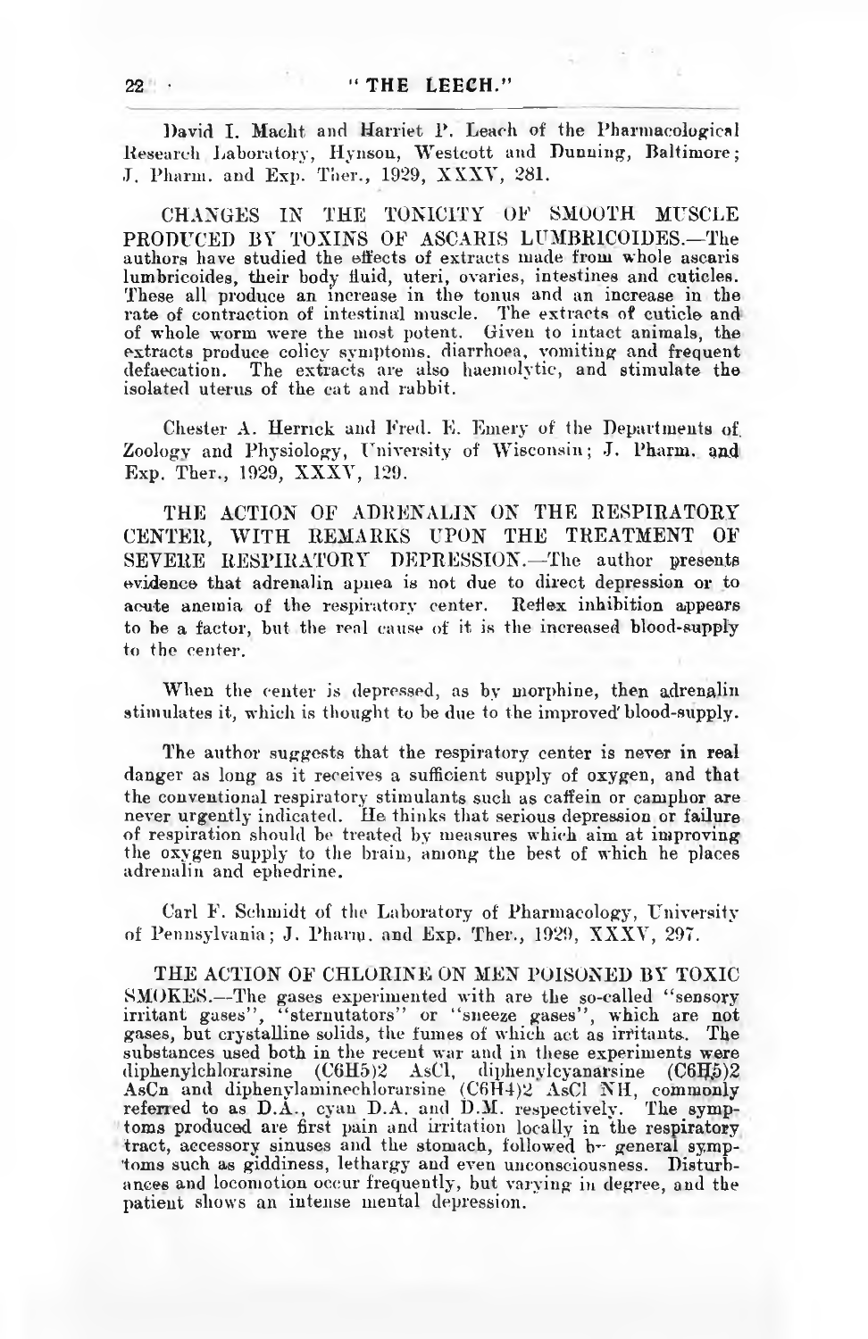David I. Macht and Harriet P. Leach of the Pharmacological Research Laboratory, Hynson, Westcott and Dunning, Baltimore; J. Pharm. and Exp. Ther., 1929, XXXV, 281.

CHANGES IN THE TONICITY OF SMOOTH MUSCLE PRODUCED BY TOXINS OF ASCARIS LUMBRICOIDES.—The authors have studied the effects of extracts made from whole ascaris lumbricoides, their body fluid, uteri, ovaries, intestines and cuticles. These all produce an increase in the tonus and an increase in the rate of contraction of intestinal muscle. The extracts of cuticle and of whole worm were the most potent. Given to intact animals, the extracts produce colicy symptoms, diarrhoea, vomiting and frequent defaecation. The extracts are also haemolytic, and stimulate the isolated uterus of the cat and rabbit.

Chester A. Herrick and Fred. E. Emery of the Departments of Zoology and Physiology, University of Wisconsin; J. Pharm. and Exp. Ther., 1929, XXXV, 129.

THE ACTION OF ADRENALIN ON THE RESPIRATORY CENTER, WITH REMARKS UPON THE TREATMENT OF SEVERE RESPIRATORY DEPRESSION.—The author presents evidence that adrenalin apnea is not due to direct depression or to acute anemia of the respiratory center. Reflex inhibition appears to be a factor, but the real cause of it is the increased blood-supply to the center.

When the center is depressed, as by morphine, then adrenalin stimulates it, which is thought to be due to the improved blood-supply.

The author suggests that the respiratory center is never in real danger as long as it receives a sufficient supply of oxygen, and that the conventional respiratory stimulants such as caffein or camphor are never urgently indicated. He thinks that serious depression or failure of respiration should be treated by measures which aim at improving the oxygen supply to the brain, among the best of which he places adrenalin and ephedrine.

Carl F. Schmidt of the Laboratory of Pharmacology, University of Pennsylvania; J. Pharm. and Exp. Ther., 1929, XXXV, 297.

THE ACTION OF CHLORINE ON MEN POISONED BY TOXIC SMOKES.—The gases experimented with are the so-called "sensory irritant gases", "sternutators" or "sneeze gases", which are not gases, but crystalline solids, the fumes of which act as irritants. The substances used both in the recent war and in these experiments were diphenylchlorarsine $(C_6H_5)_2AsCl$, diphenylcyanarsine $(C_6H_5)_2AsCn$ and diphenylaminechlorarsine $(C_6H_4)_2AsClNH$, commonly referred to as D.A., cyan D.A. and D.M. respectively. The symptoms produced are first pain and irritation locally in the respiratory tract, accessory sinuses and the stomach, followed by general symptoms such as giddiness, lethargy and even unconsciousness. Disturbances and locomotion occur frequently, but varying in degree, and the patient shows an intense mental depression.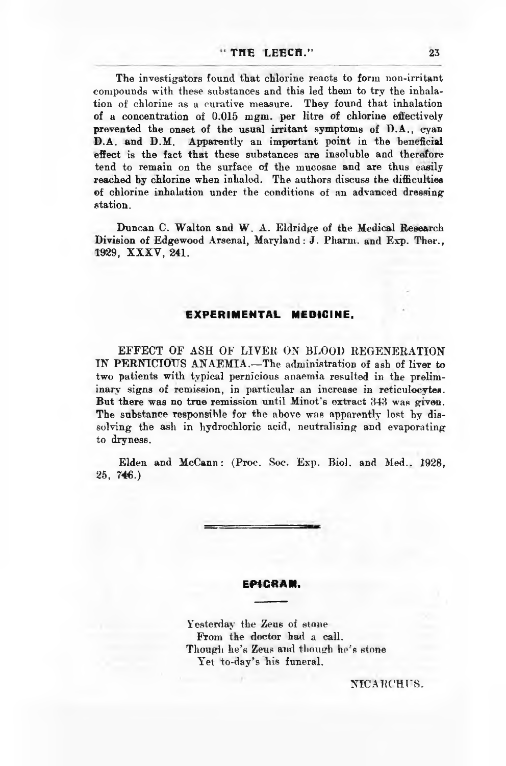The investigators found that chlorine reacts to form non-irritant compounds with these substances and this led them to try the inhalation of chlorine as a curative measure. They found that inhalation of a concentration of 0.015 mgm. per litre of chlorine effectively prevented the onset of the usual irritant symptoms of D.A., cyan D.A. and D.M. Apparently an important point in the beneficial effect is the fact that these substances are insoluble and therefore tend to remain on the surface of the mucosae and are thus easily reached by chlorine when inhaled. The authors discuss the difficulties of chlorine inhalation under the conditions of an advanced dressing station.

Duncan C. Walton and W. A. Eldridge of the Medical Research Division of Edgewood Arsenal, Maryland: J. Pharm. and Exp. Ther., 1929, XXXV, 241.

## EXPERIMENTAL MEDICINE.

EFFECT OF ASH OF LIVER ON BLOOD REGENERATION IN PERNICIOUS ANAEMIA.—The administration of ash of liver to two patients with typical pernicious anaemia resulted in the preliminary signs of remission, in particular an increase in reticulocytes. But there was no true remission until Minot's extract 343 was given. The substance responsible for the above was apparently lost by dissolving the ash in hydrochloric acid, neutralising and evaporating to dryness.

Elden and McCann: (Proc. Soc. Exp. Biol. and Med., 1928, 25, 746.)

---

## EPIGRAM.

Yesterday the Zeus of stone
From the doctor had a call.
Though he's Zeus and though he's stone
Yet to-day's his funeral.

NICARCHUS.